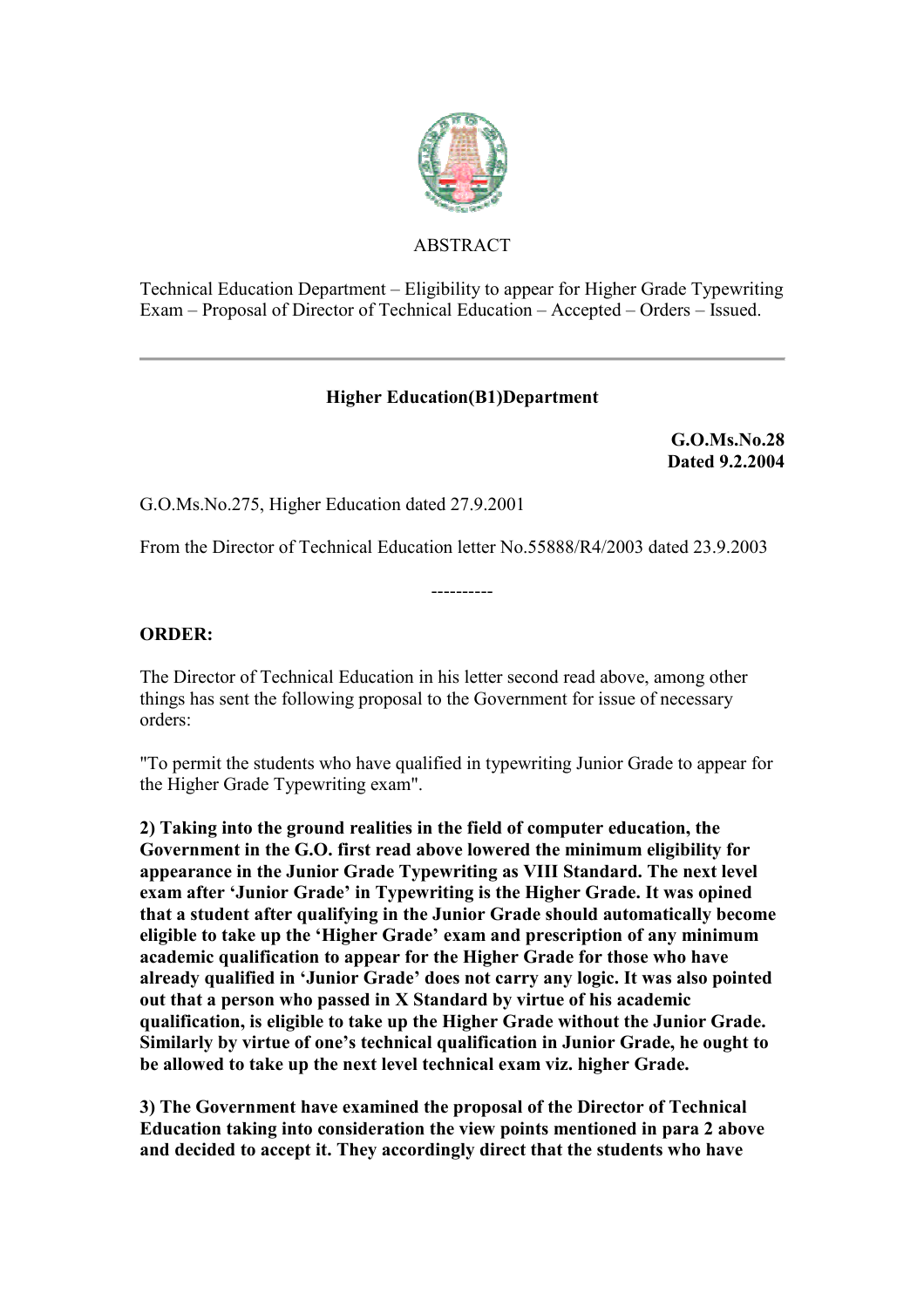## ABSTRACT

Technical Education Department – Eligibility to appear for Higher Grade Typewriting Exam – Proposal of Director of Technical Education – Accepted – Orders – Issued.

---

**Higher Education(B1)Department**

**G.O.Ms.No.28**
**Dated 9.2.2004**

G.O.Ms.No.275, Higher Education dated 27.9.2001

From the Director of Technical Education letter No.55888/R4/2003 dated 23.9.2003

----------

**ORDER:**

The Director of Technical Education in his letter second read above, among other things has sent the following proposal to the Government for issue of necessary orders:

"To permit the students who have qualified in typewriting Junior Grade to appear for the Higher Grade Typewriting exam".

**2) Taking into the ground realities in the field of computer education, the Government in the G.O. first read above lowered the minimum eligibility for appearance in the Junior Grade Typewriting as VIII Standard. The next level exam after 'Junior Grade' in Typewriting is the Higher Grade. It was opined that a student after qualifying in the Junior Grade should automatically become eligible to take up the 'Higher Grade' exam and prescription of any minimum academic qualification to appear for the Higher Grade for those who have already qualified in 'Junior Grade' does not carry any logic. It was also pointed out that a person who passed in X Standard by virtue of his academic qualification, is eligible to take up the Higher Grade without the Junior Grade. Similarly by virtue of one's technical qualification in Junior Grade, he ought to be allowed to take up the next level technical exam viz. higher Grade.**

**3) The Government have examined the proposal of the Director of Technical Education taking into consideration the view points mentioned in para 2 above and decided to accept it. They accordingly direct that the students who have**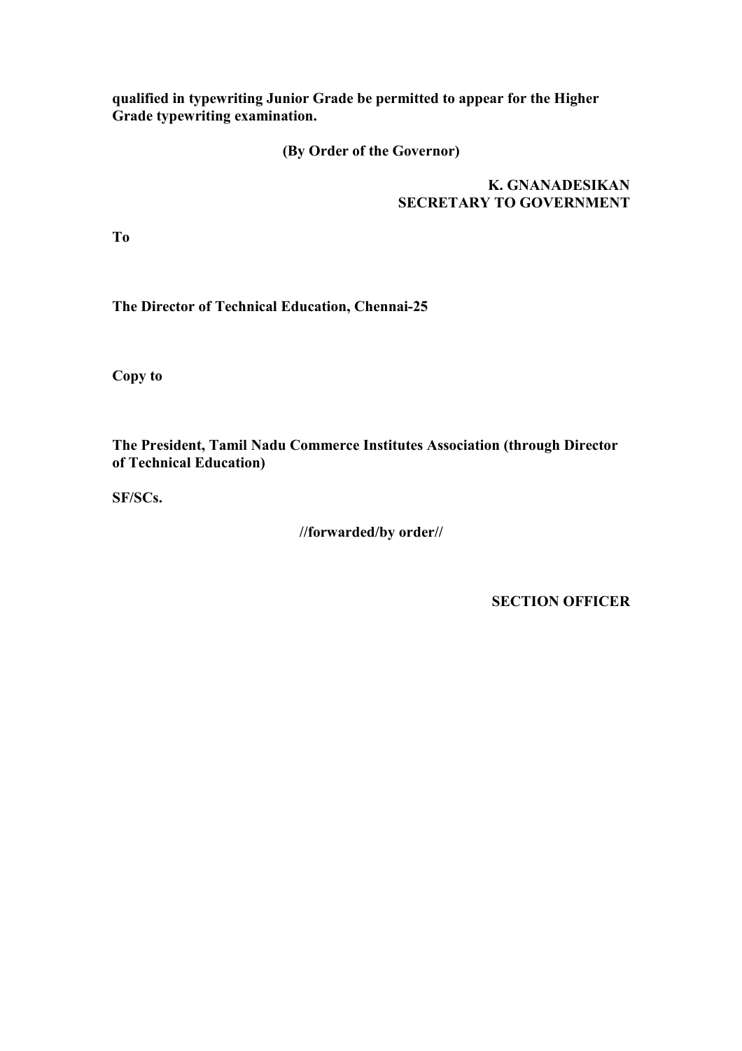**qualified in typewriting Junior Grade be permitted to appear for the Higher Grade typewriting examination.**

**(By Order of the Governor)**

**K. GNANADESIKAN**
**SECRETARY TO GOVERNMENT**

**To**

**The Director of Technical Education, Chennai-25**

**Copy to**

**The President, Tamil Nadu Commerce Institutes Association (through Director of Technical Education)**

**SF/SCs.**

**//forwarded/by order//**

**SECTION OFFICER**